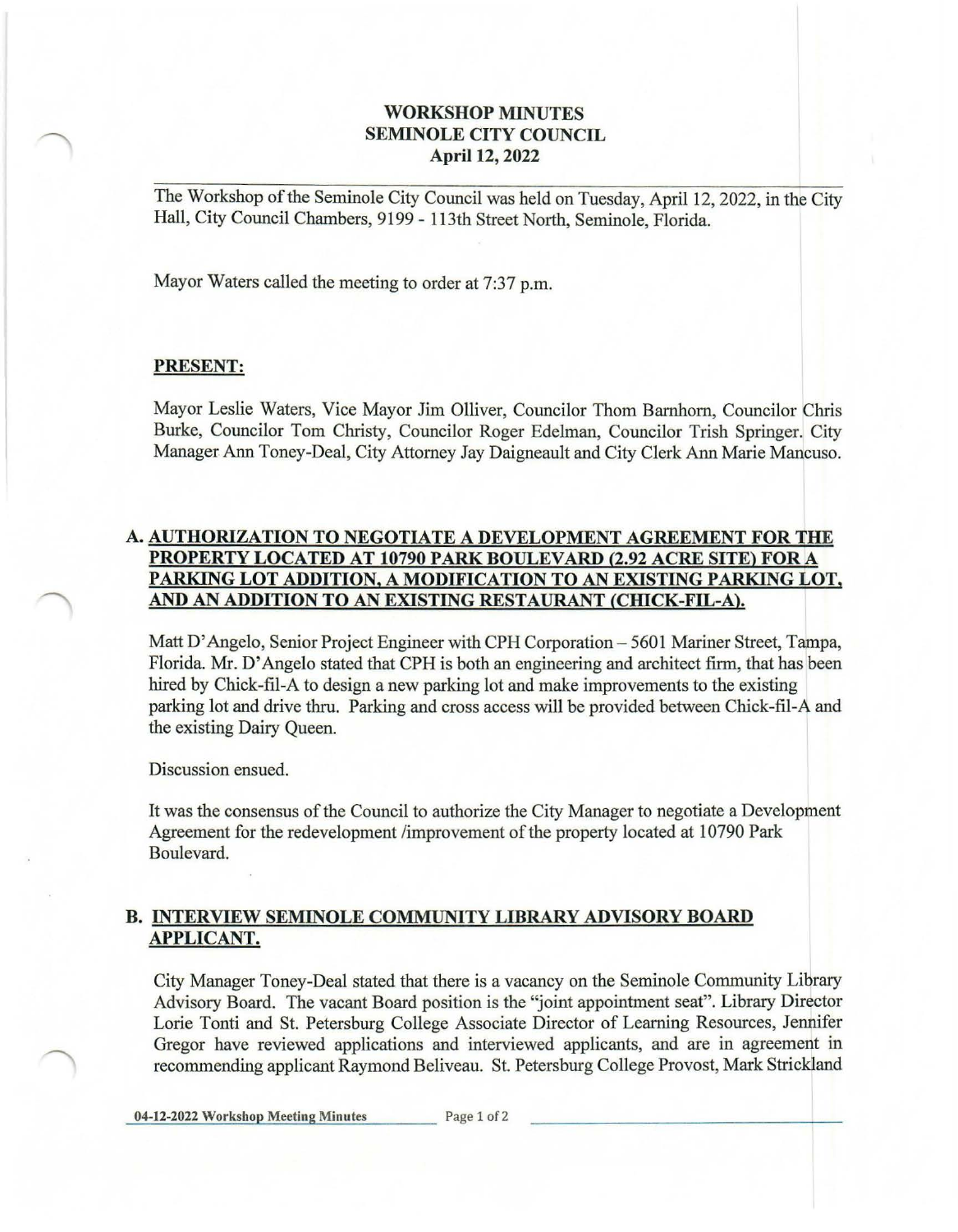# WORKSHOP MINUTES
## SEMINOLE CITY COUNCIL
### April 12, 2022

The Workshop of the Seminole City Council was held on Tuesday, April 12, 2022, in the City Hall, City Council Chambers, 9199 - 113th Street North, Seminole, Florida.

Mayor Waters called the meeting to order at 7:37 p.m.

**PRESENT:**

Mayor Leslie Waters, Vice Mayor Jim Olliver, Councilor Thom Barnhorn, Councilor Chris Burke, Councilor Tom Christy, Councilor Roger Edelman, Councilor Trish Springer. City Manager Ann Toney-Deal, City Attorney Jay Daigneault and City Clerk Ann Marie Mancuso.

## A. AUTHORIZATION TO NEGOTIATE A DEVELOPMENT AGREEMENT FOR THE PROPERTY LOCATED AT 10790 PARK BOULEVARD (2.92 ACRE SITE) FOR A PARKING LOT ADDITION, A MODIFICATION TO AN EXISTING PARKING LOT, AND AN ADDITION TO AN EXISTING RESTAURANT (CHICK-FIL-A).

Matt D'Angelo, Senior Project Engineer with CPH Corporation – 5601 Mariner Street, Tampa, Florida. Mr. D'Angelo stated that CPH is both an engineering and architect firm, that has been hired by Chick-fil-A to design a new parking lot and make improvements to the existing parking lot and drive thru. Parking and cross access will be provided between Chick-fil-A and the existing Dairy Queen.

Discussion ensued.

It was the consensus of the Council to authorize the City Manager to negotiate a Development Agreement for the redevelopment /improvement of the property located at 10790 Park Boulevard.

## B. INTERVIEW SEMINOLE COMMUNITY LIBRARY ADVISORY BOARD APPLICANT.

City Manager Toney-Deal stated that there is a vacancy on the Seminole Community Library Advisory Board. The vacant Board position is the "joint appointment seat". Library Director Lorie Tonti and St. Petersburg College Associate Director of Learning Resources, Jennifer Gregor have reviewed applications and interviewed applicants, and are in agreement in recommending applicant Raymond Beliveau. St. Petersburg College Provost, Mark Strickland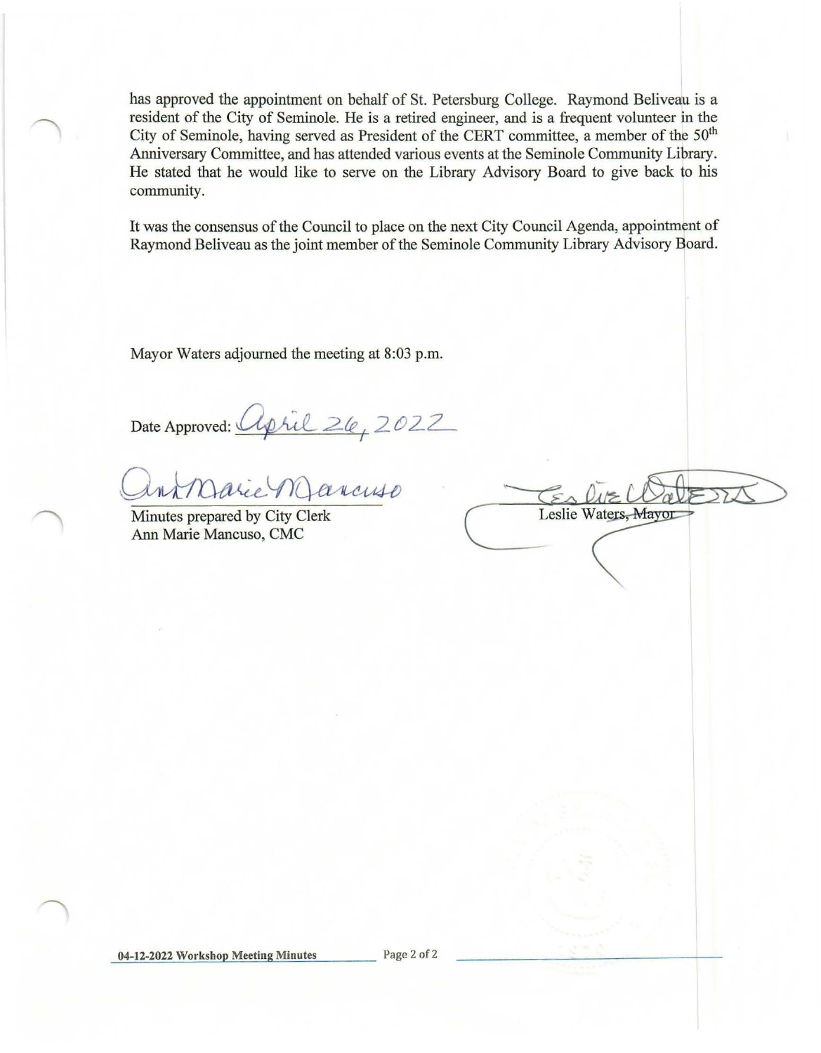has approved the appointment on behalf of St. Petersburg College. Raymond Beliveau is a resident of the City of Seminole. He is a retired engineer, and is a frequent volunteer in the City of Seminole, having served as President of the CERT committee, a member of the 50th Anniversary Committee, and has attended various events at the Seminole Community Library. He stated that he would like to serve on the Library Advisory Board to give back to his community.

It was the consensus of the Council to place on the next City Council Agenda, appointment of Raymond Beliveau as the joint member of the Seminole Community Library Advisory Board.

Mayor Waters adjourned the meeting at 8:03 p.m.

Date Approved: April 26, 2022

Ann Marie Mancuso

Minutes prepared by City Clerk
Ann Marie Mancuso, CMC

Leslie Waters

Leslie Waters, Mayor